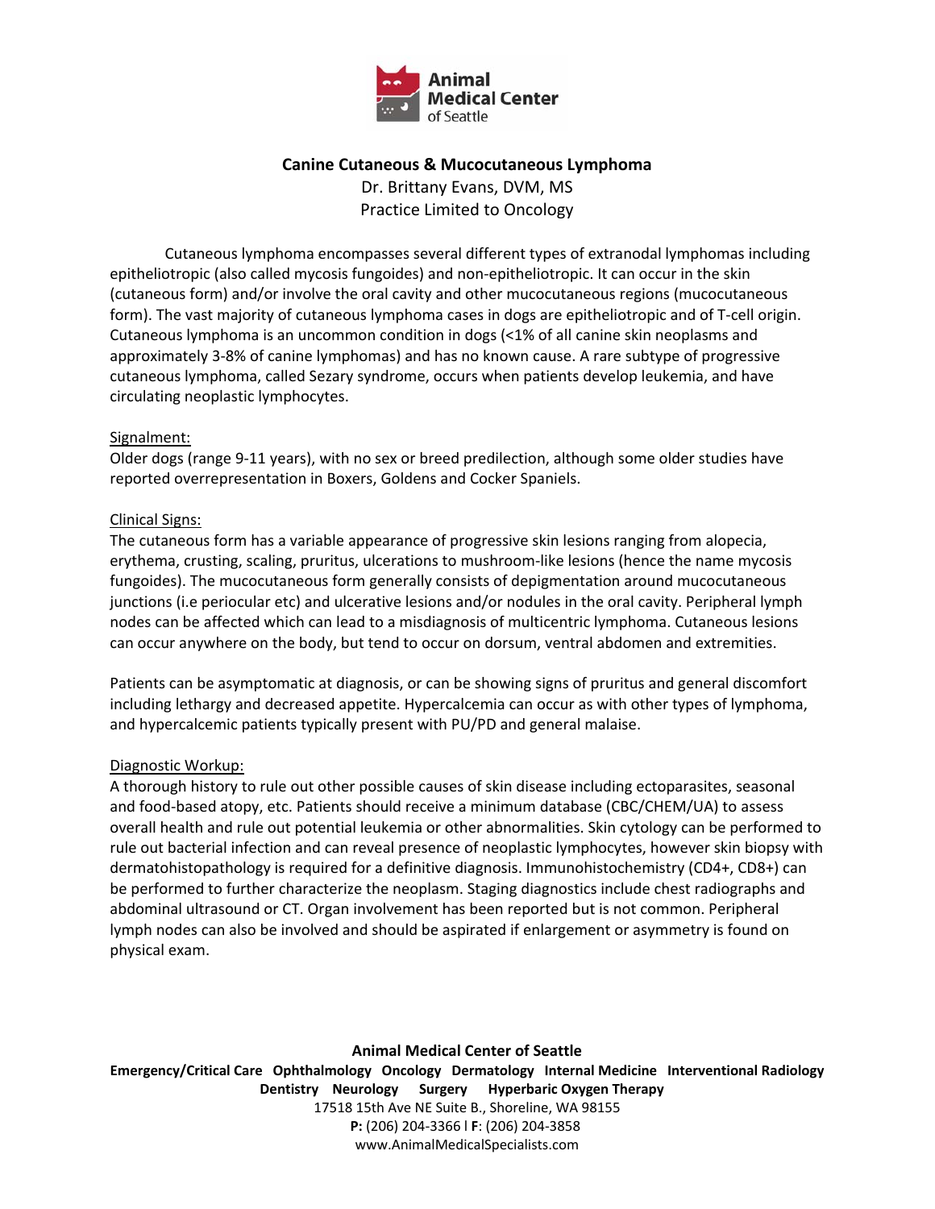**Animal Medical Center of Seattle**

# Canine Cutaneous & Mucocutaneous Lymphoma

Dr. Brittany Evans, DVM, MS
Practice Limited to Oncology

Cutaneous lymphoma encompasses several different types of extranodal lymphomas including epitheliotropic (also called mycosis fungoides) and non-epitheliotropic. It can occur in the skin (cutaneous form) and/or involve the oral cavity and other mucocutaneous regions (mucocutaneous form). The vast majority of cutaneous lymphoma cases in dogs are epitheliotropic and of T-cell origin. Cutaneous lymphoma is an uncommon condition in dogs (<1% of all canine skin neoplasms and approximately 3-8% of canine lymphomas) and has no known cause. A rare subtype of progressive cutaneous lymphoma, called Sezary syndrome, occurs when patients develop leukemia, and have circulating neoplastic lymphocytes.

## Signalment:

Older dogs (range 9-11 years), with no sex or breed predilection, although some older studies have reported overrepresentation in Boxers, Goldens and Cocker Spaniels.

## Clinical Signs:

The cutaneous form has a variable appearance of progressive skin lesions ranging from alopecia, erythema, crusting, scaling, pruritus, ulcerations to mushroom-like lesions (hence the name mycosis fungoides). The mucocutaneous form generally consists of depigmentation around mucocutaneous junctions (i.e periocular etc) and ulcerative lesions and/or nodules in the oral cavity. Peripheral lymph nodes can be affected which can lead to a misdiagnosis of multicentric lymphoma. Cutaneous lesions can occur anywhere on the body, but tend to occur on dorsum, ventral abdomen and extremities.

Patients can be asymptomatic at diagnosis, or can be showing signs of pruritus and general discomfort including lethargy and decreased appetite. Hypercalcemia can occur as with other types of lymphoma, and hypercalcemic patients typically present with PU/PD and general malaise.

## Diagnostic Workup:

A thorough history to rule out other possible causes of skin disease including ectoparasites, seasonal and food-based atopy, etc. Patients should receive a minimum database (CBC/CHEM/UA) to assess overall health and rule out potential leukemia or other abnormalities. Skin cytology can be performed to rule out bacterial infection and can reveal presence of neoplastic lymphocytes, however skin biopsy with dermatohistopathology is required for a definitive diagnosis. Immunohistochemistry (CD4+, CD8+) can be performed to further characterize the neoplasm. Staging diagnostics include chest radiographs and abdominal ultrasound or CT. Organ involvement has been reported but is not common. Peripheral lymph nodes can also be involved and should be aspirated if enlargement or asymmetry is found on physical exam.

**Animal Medical Center of Seattle**
**Emergency/Critical Care Ophthalmology Oncology Dermatology Internal Medicine Interventional Radiology Dentistry Neurology Surgery Hyperbaric Oxygen Therapy**
17518 15th Ave NE Suite B., Shoreline, WA 98155
**P:** (206) 204-3366 l **F**: (206) 204-3858
www.AnimalMedicalSpecialists.com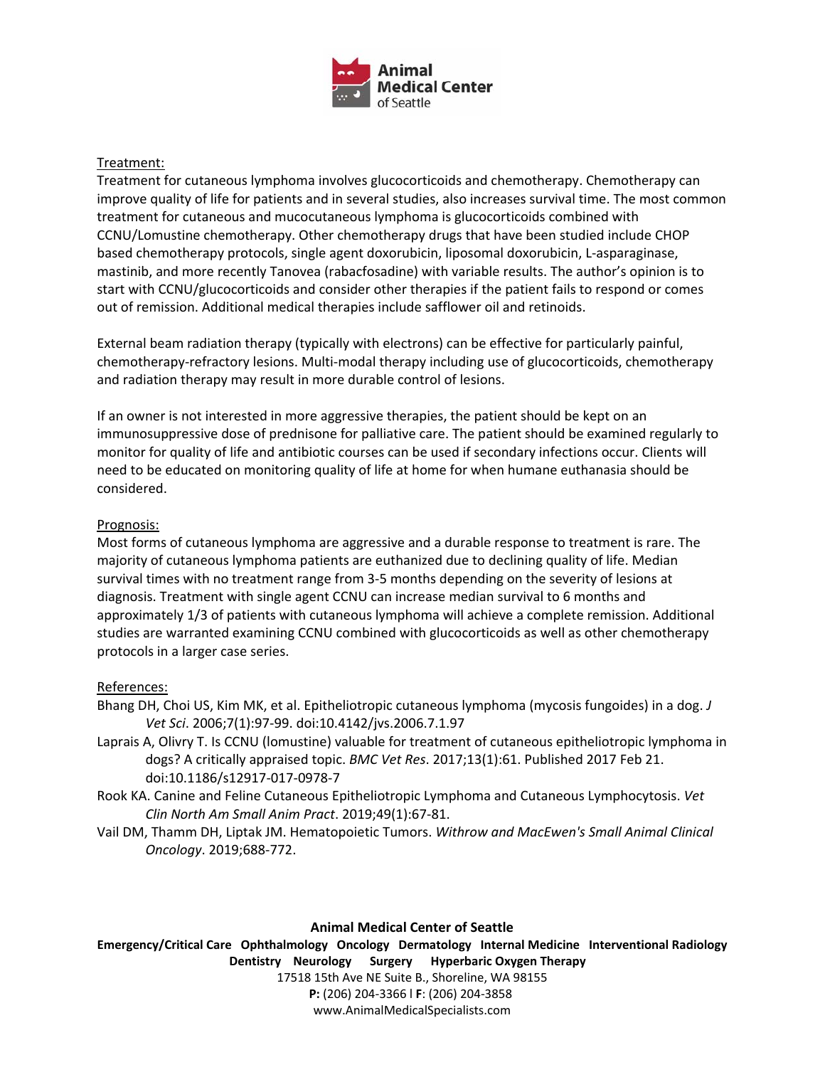## Treatment:

Treatment for cutaneous lymphoma involves glucocorticoids and chemotherapy. Chemotherapy can improve quality of life for patients and in several studies, also increases survival time. The most common treatment for cutaneous and mucocutaneous lymphoma is glucocorticoids combined with CCNU/Lomustine chemotherapy. Other chemotherapy drugs that have been studied include CHOP based chemotherapy protocols, single agent doxorubicin, liposomal doxorubicin, L-asparaginase, mastinib, and more recently Tanovea (rabacfosadine) with variable results. The author's opinion is to start with CCNU/glucocorticoids and consider other therapies if the patient fails to respond or comes out of remission. Additional medical therapies include safflower oil and retinoids.

External beam radiation therapy (typically with electrons) can be effective for particularly painful, chemotherapy-refractory lesions. Multi-modal therapy including use of glucocorticoids, chemotherapy and radiation therapy may result in more durable control of lesions.

If an owner is not interested in more aggressive therapies, the patient should be kept on an immunosuppressive dose of prednisone for palliative care. The patient should be examined regularly to monitor for quality of life and antibiotic courses can be used if secondary infections occur. Clients will need to be educated on monitoring quality of life at home for when humane euthanasia should be considered.

## Prognosis:

Most forms of cutaneous lymphoma are aggressive and a durable response to treatment is rare. The majority of cutaneous lymphoma patients are euthanized due to declining quality of life. Median survival times with no treatment range from 3-5 months depending on the severity of lesions at diagnosis. Treatment with single agent CCNU can increase median survival to 6 months and approximately 1/3 of patients with cutaneous lymphoma will achieve a complete remission. Additional studies are warranted examining CCNU combined with glucocorticoids as well as other chemotherapy protocols in a larger case series.

## References:

Bhang DH, Choi US, Kim MK, et al. Epitheliotropic cutaneous lymphoma (mycosis fungoides) in a dog. *J Vet Sci*. 2006;7(1):97-99. doi:10.4142/jvs.2006.7.1.97

Laprais A, Olivry T. Is CCNU (lomustine) valuable for treatment of cutaneous epitheliotropic lymphoma in dogs? A critically appraised topic. *BMC Vet Res*. 2017;13(1):61. Published 2017 Feb 21. doi:10.1186/s12917-017-0978-7

Rook KA. Canine and Feline Cutaneous Epitheliotropic Lymphoma and Cutaneous Lymphocytosis. *Vet Clin North Am Small Anim Pract*. 2019;49(1):67-81.

Vail DM, Thamm DH, Liptak JM. Hematopoietic Tumors. *Withrow and MacEwen's Small Animal Clinical Oncology*. 2019;688-772.